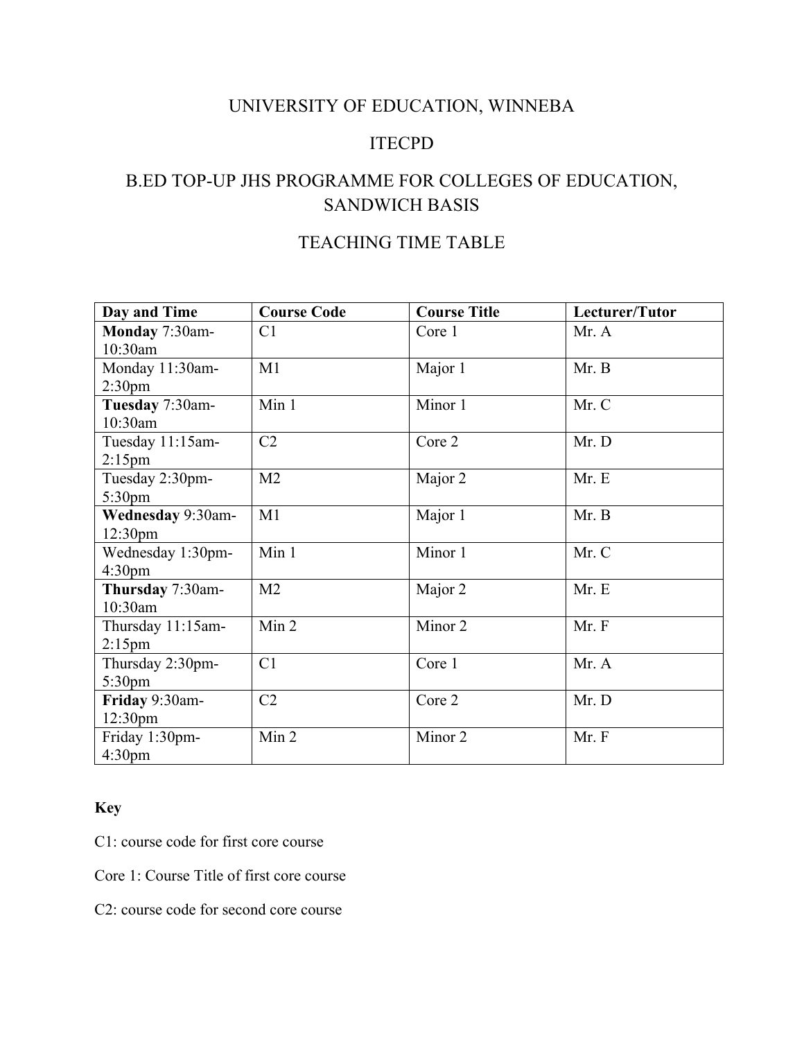# UNIVERSITY OF EDUCATION, WINNEBA

## ITECPD

## B.ED TOP-UP JHS PROGRAMME FOR COLLEGES OF EDUCATION, SANDWICH BASIS

## TEACHING TIME TABLE

| Day and Time | Course Code | Course Title | Lecturer/Tutor |
|---|---|---|---|
| **Monday** 7:30am-10:30am | C1 | Core 1 | Mr. A |
| Monday 11:30am-2:30pm | M1 | Major 1 | Mr. B |
| **Tuesday** 7:30am-10:30am | Min 1 | Minor 1 | Mr. C |
| Tuesday 11:15am-2:15pm | C2 | Core 2 | Mr. D |
| Tuesday 2:30pm-5:30pm | M2 | Major 2 | Mr. E |
| **Wednesday** 9:30am-12:30pm | M1 | Major 1 | Mr. B |
| Wednesday 1:30pm-4:30pm | Min 1 | Minor 1 | Mr. C |
| **Thursday** 7:30am-10:30am | M2 | Major 2 | Mr. E |
| Thursday 11:15am-2:15pm | Min 2 | Minor 2 | Mr. F |
| Thursday 2:30pm-5:30pm | C1 | Core 1 | Mr. A |
| **Friday** 9:30am-12:30pm | C2 | Core 2 | Mr. D |
| Friday 1:30pm-4:30pm | Min 2 | Minor 2 | Mr. F |

**Key**

C1: course code for first core course

Core 1: Course Title of first core course

C2: course code for second core course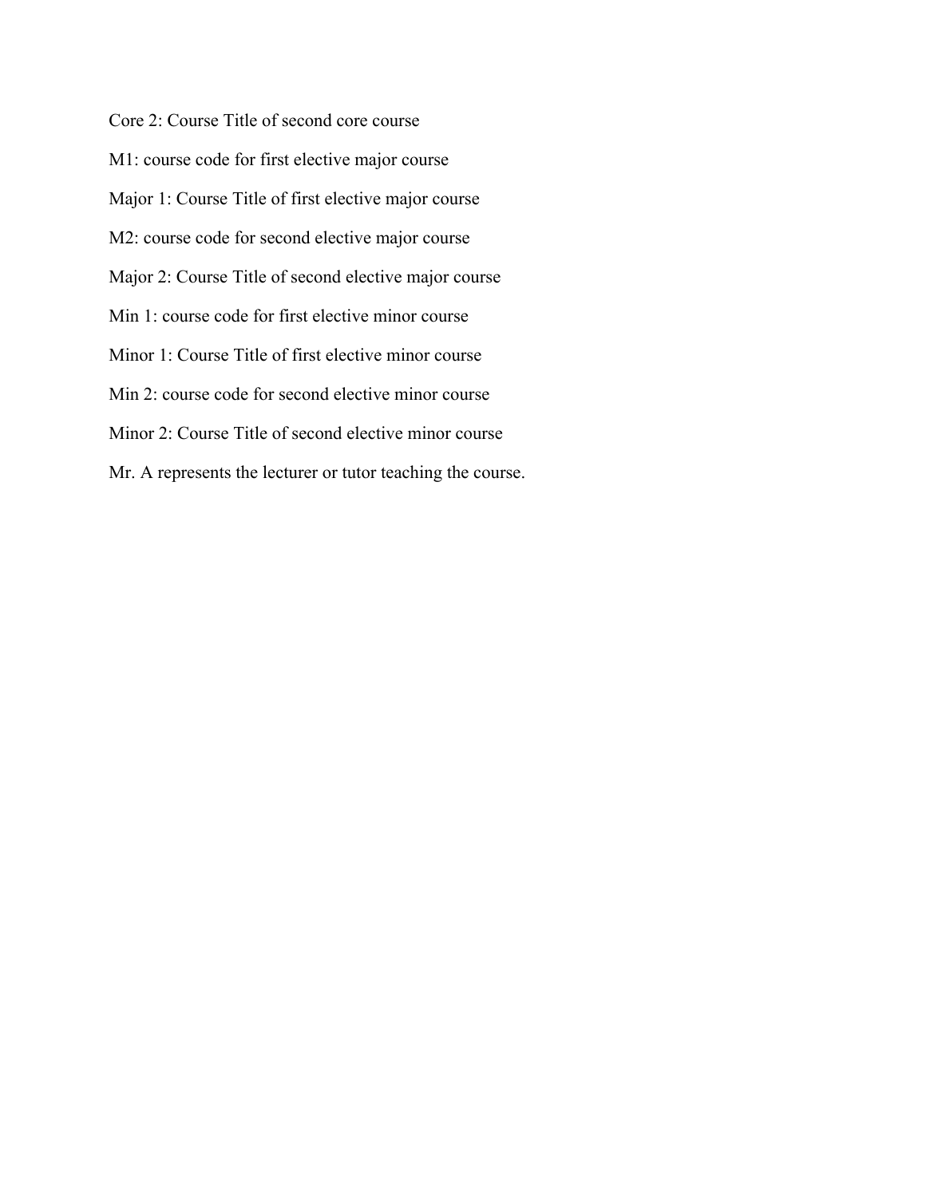Core 2: Course Title of second core course

M1: course code for first elective major course

Major 1: Course Title of first elective major course

M2: course code for second elective major course

Major 2: Course Title of second elective major course

Min 1: course code for first elective minor course

Minor 1: Course Title of first elective minor course

Min 2: course code for second elective minor course

Minor 2: Course Title of second elective minor course

Mr. A represents the lecturer or tutor teaching the course.